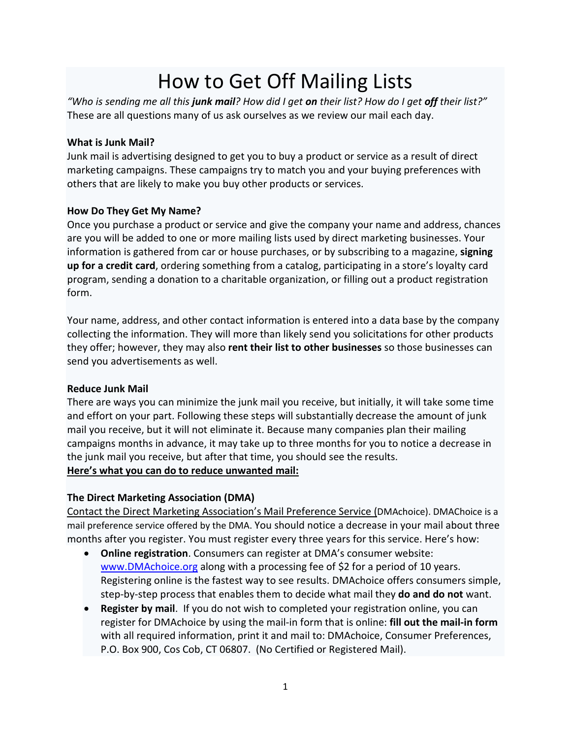# How to Get Off Mailing Lists

*"Who is sending me all this **junk mail**? How did I get **on** their list? How do I get **off** their list?"* These are all questions many of us ask ourselves as we review our mail each day.

**What is Junk Mail?**

Junk mail is advertising designed to get you to buy a product or service as a result of direct marketing campaigns. These campaigns try to match you and your buying preferences with others that are likely to make you buy other products or services.

**How Do They Get My Name?**

Once you purchase a product or service and give the company your name and address, chances are you will be added to one or more mailing lists used by direct marketing businesses. Your information is gathered from car or house purchases, or by subscribing to a magazine, **signing up for a credit card**, ordering something from a catalog, participating in a store's loyalty card program, sending a donation to a charitable organization, or filling out a product registration form.

Your name, address, and other contact information is entered into a data base by the company collecting the information. They will more than likely send you solicitations for other products they offer; however, they may also **rent their list to other businesses** so those businesses can send you advertisements as well.

**Reduce Junk Mail**

There are ways you can minimize the junk mail you receive, but initially, it will take some time and effort on your part. Following these steps will substantially decrease the amount of junk mail you receive, but it will not eliminate it. Because many companies plan their mailing campaigns months in advance, it may take up to three months for you to notice a decrease in the junk mail you receive, but after that time, you should see the results.

**Here's what you can do to reduce unwanted mail:**

**The Direct Marketing Association (DMA)**

Contact the Direct Marketing Association's Mail Preference Service (DMAchoice). DMAChoice is a mail preference service offered by the DMA. You should notice a decrease in your mail about three months after you register. You must register every three years for this service. Here's how:

- **Online registration**. Consumers can register at DMA's consumer website: www.DMAchoice.org along with a processing fee of $2 for a period of 10 years. Registering online is the fastest way to see results. DMAchoice offers consumers simple, step-by-step process that enables them to decide what mail they **do and do not** want.
- **Register by mail**. If you do not wish to completed your registration online, you can register for DMAchoice by using the mail-in form that is online: **fill out the mail-in form** with all required information, print it and mail to: DMAchoice, Consumer Preferences, P.O. Box 900, Cos Cob, CT 06807. (No Certified or Registered Mail).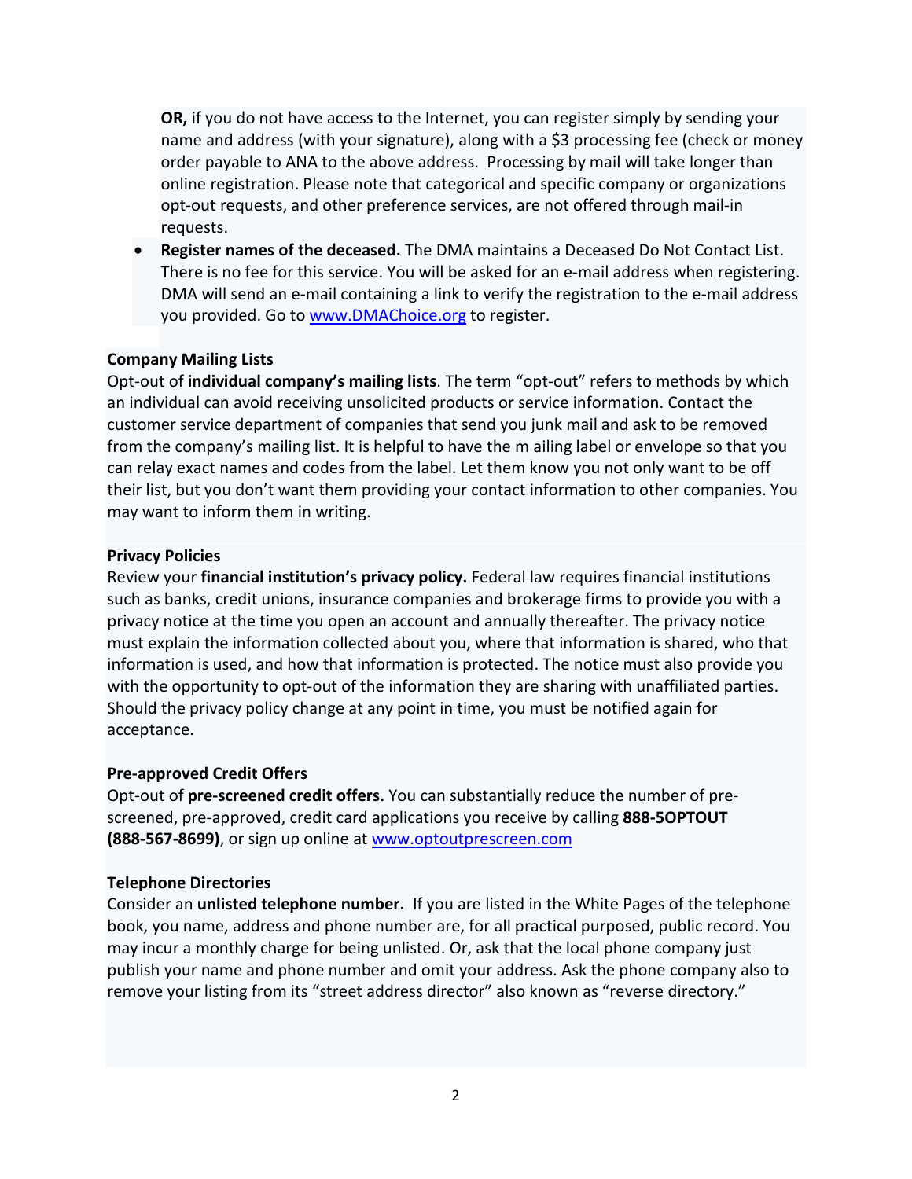**OR,** if you do not have access to the Internet, you can register simply by sending your name and address (with your signature), along with a $3 processing fee (check or money order payable to ANA to the above address. Processing by mail will take longer than online registration. Please note that categorical and specific company or organizations opt-out requests, and other preference services, are not offered through mail-in requests.

- **Register names of the deceased.** The DMA maintains a Deceased Do Not Contact List. There is no fee for this service. You will be asked for an e-mail address when registering. DMA will send an e-mail containing a link to verify the registration to the e-mail address you provided. Go to www.DMAChoice.org to register.

**Company Mailing Lists**

Opt-out of **individual company's mailing lists**. The term "opt-out" refers to methods by which an individual can avoid receiving unsolicited products or service information. Contact the customer service department of companies that send you junk mail and ask to be removed from the company's mailing list. It is helpful to have the m ailing label or envelope so that you can relay exact names and codes from the label. Let them know you not only want to be off their list, but you don't want them providing your contact information to other companies. You may want to inform them in writing.

**Privacy Policies**

Review your **financial institution's privacy policy.** Federal law requires financial institutions such as banks, credit unions, insurance companies and brokerage firms to provide you with a privacy notice at the time you open an account and annually thereafter. The privacy notice must explain the information collected about you, where that information is shared, who that information is used, and how that information is protected. The notice must also provide you with the opportunity to opt-out of the information they are sharing with unaffiliated parties. Should the privacy policy change at any point in time, you must be notified again for acceptance.

**Pre-approved Credit Offers**

Opt-out of **pre-screened credit offers.** You can substantially reduce the number of pre-screened, pre-approved, credit card applications you receive by calling **888-5OPTOUT (888-567-8699)**, or sign up online at www.optoutprescreen.com

**Telephone Directories**

Consider an **unlisted telephone number.** If you are listed in the White Pages of the telephone book, you name, address and phone number are, for all practical purposed, public record. You may incur a monthly charge for being unlisted. Or, ask that the local phone company just publish your name and phone number and omit your address. Ask the phone company also to remove your listing from its "street address director" also known as "reverse directory."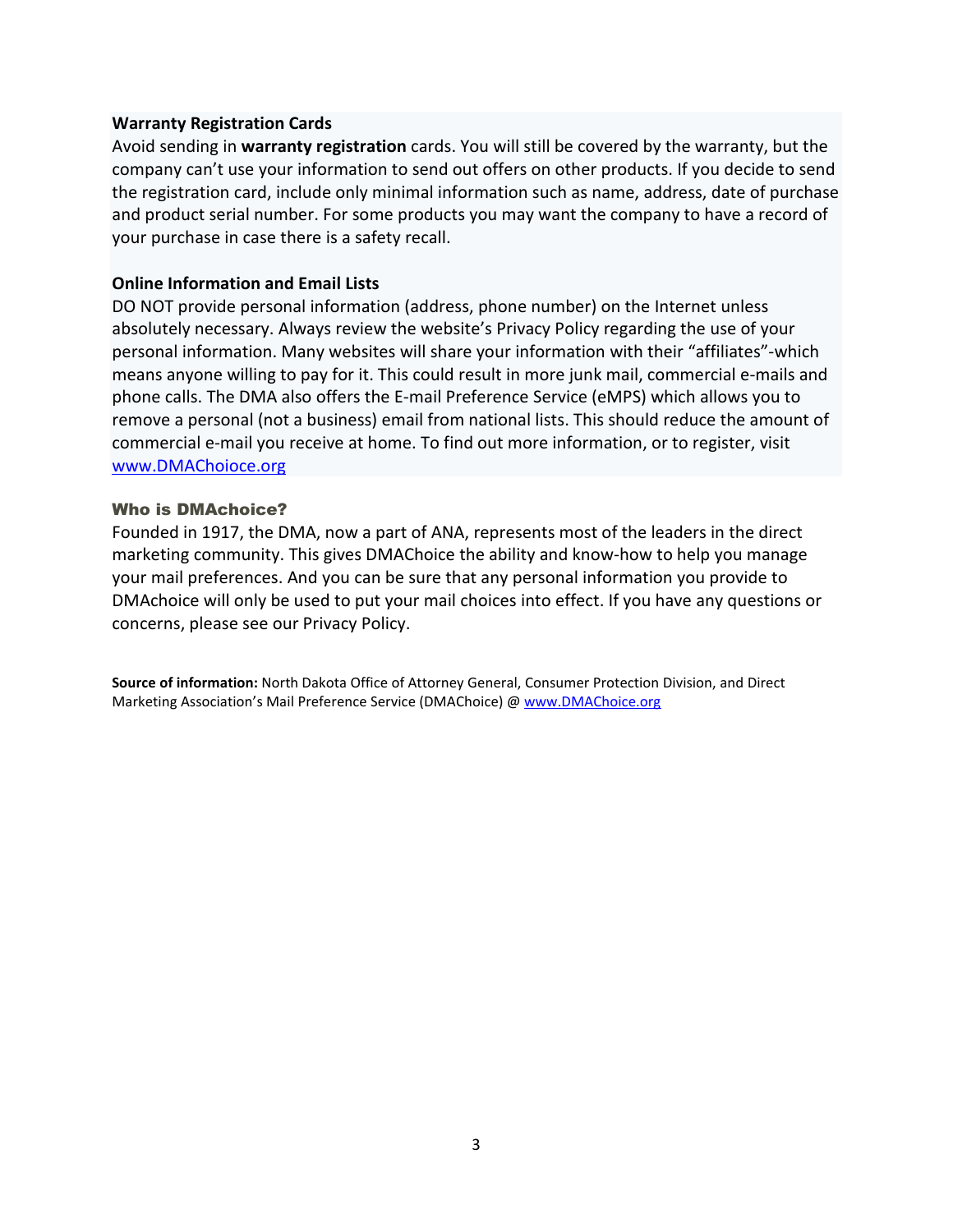**Warranty Registration Cards**

Avoid sending in **warranty registration** cards. You will still be covered by the warranty, but the company can't use your information to send out offers on other products. If you decide to send the registration card, include only minimal information such as name, address, date of purchase and product serial number. For some products you may want the company to have a record of your purchase in case there is a safety recall.

**Online Information and Email Lists**

DO NOT provide personal information (address, phone number) on the Internet unless absolutely necessary. Always review the website's Privacy Policy regarding the use of your personal information. Many websites will share your information with their "affiliates"-which means anyone willing to pay for it. This could result in more junk mail, commercial e-mails and phone calls. The DMA also offers the E-mail Preference Service (eMPS) which allows you to remove a personal (not a business) email from national lists. This should reduce the amount of commercial e-mail you receive at home. To find out more information, or to register, visit www.DMAChoioce.org

### Who is DMAchoice?

Founded in 1917, the DMA, now a part of ANA, represents most of the leaders in the direct marketing community. This gives DMAChoice the ability and know-how to help you manage your mail preferences. And you can be sure that any personal information you provide to DMAchoice will only be used to put your mail choices into effect. If you have any questions or concerns, please see our Privacy Policy.

**Source of information:** North Dakota Office of Attorney General, Consumer Protection Division, and Direct Marketing Association's Mail Preference Service (DMAChoice) @ www.DMAChoice.org